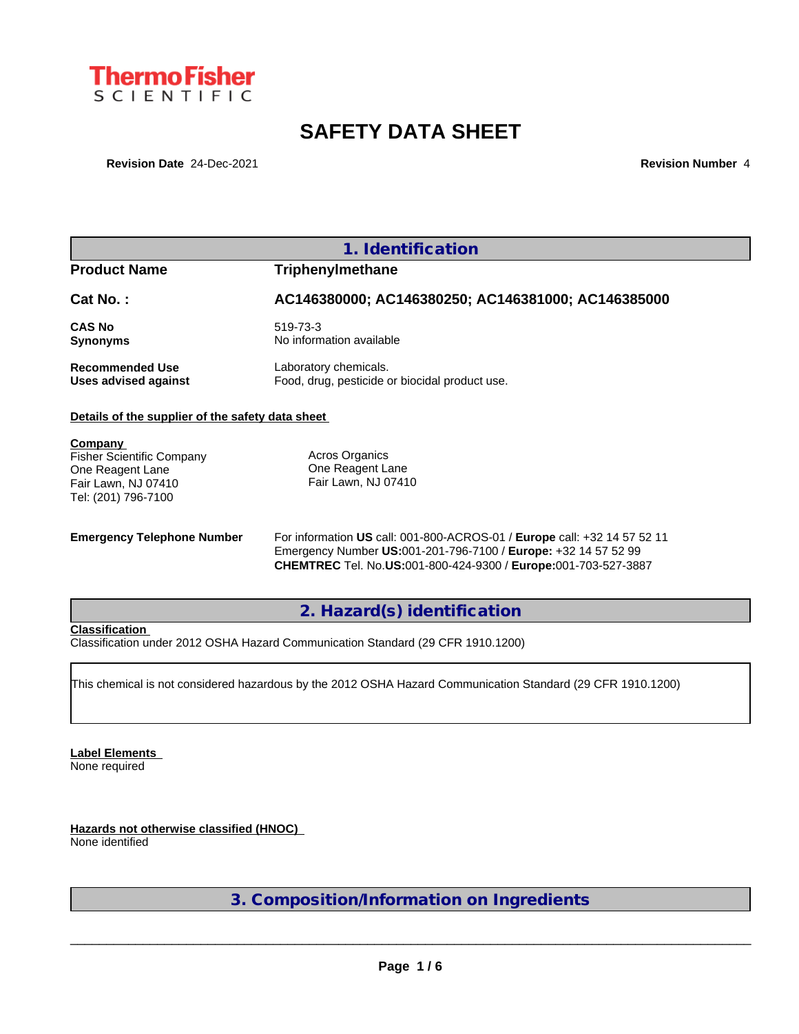# SAFETY DATA SHEET

**Revision Date** 24-Dec-2021 **Revision Number** 4

## 1. Identification

| | |
|---|---|
| **Product Name** | **Triphenylmethane** |
| **Cat No. :** | **AC146380000; AC146380250; AC146381000; AC146385000** |
| **CAS No** | 519-73-3 |
| **Synonyms** | No information available |
| **Recommended Use** | Laboratory chemicals. |
| **Uses advised against** | Food, drug, pesticide or biocidal product use. |

**Details of the supplier of the safety data sheet**

**Company**
Fisher Scientific Company
One Reagent Lane
Fair Lawn, NJ 07410
Tel: (201) 796-7100

Acros Organics
One Reagent Lane
Fair Lawn, NJ 07410

**Emergency Telephone Number**
For information **US** call: 001-800-ACROS-01 / **Europe** call: +32 14 57 52 11
Emergency Number **US:**001-201-796-7100 / **Europe:** +32 14 57 52 99
**CHEMTREC** Tel. No.**US:**001-800-424-9300 / **Europe:**001-703-527-3887

## 2. Hazard(s) identification

**Classification**
Classification under 2012 OSHA Hazard Communication Standard (29 CFR 1910.1200)

This chemical is not considered hazardous by the 2012 OSHA Hazard Communication Standard (29 CFR 1910.1200)

**Label Elements**
None required

**Hazards not otherwise classified (HNOC)**
None identified

## 3. Composition/Information on Ingredients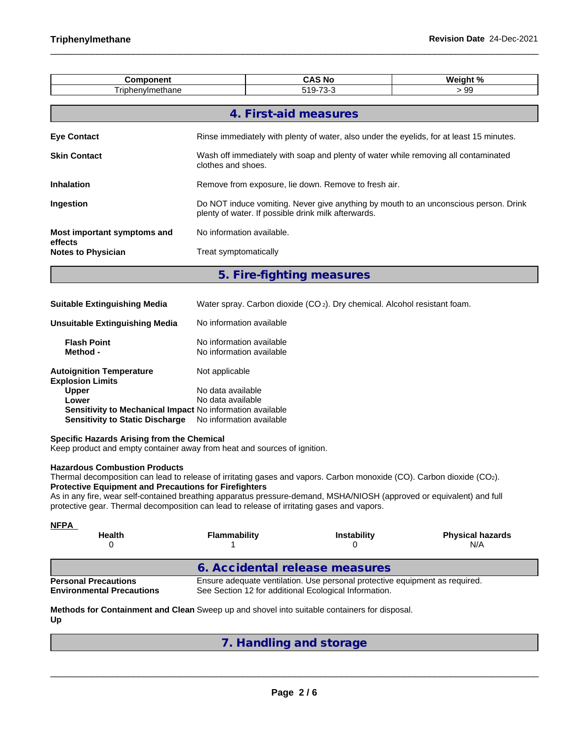| Component | CAS No | Weight % |
| --- | --- | --- |
| Triphenylmethane | 519-73-3 | > 99 |

## 4. First-aid measures

**Eye Contact** Rinse immediately with plenty of water, also under the eyelids, for at least 15 minutes.

**Skin Contact** Wash off immediately with soap and plenty of water while removing all contaminated clothes and shoes.

**Inhalation** Remove from exposure, lie down. Remove to fresh air.

**Ingestion** Do NOT induce vomiting. Never give anything by mouth to an unconscious person. Drink plenty of water. If possible drink milk afterwards.

**Most important symptoms and effects** No information available.

**Notes to Physician** Treat symptomatically

## 5. Fire-fighting measures

**Suitable Extinguishing Media** Water spray. Carbon dioxide ($CO_2$). Dry chemical. Alcohol resistant foam.

**Unsuitable Extinguishing Media** No information available

**Flash Point** No information available
**Method -** No information available

**Autoignition Temperature** Not applicable
**Explosion Limits**
**Upper** No data available
**Lower** No data available
**Sensitivity to Mechanical Impact** No information available
**Sensitivity to Static Discharge** No information available

**Specific Hazards Arising from the Chemical**
Keep product and empty container away from heat and sources of ignition.

**Hazardous Combustion Products**
Thermal decomposition can lead to release of irritating gases and vapors. Carbon monoxide (CO). Carbon dioxide ($CO_2$).
**Protective Equipment and Precautions for Firefighters**
As in any fire, wear self-contained breathing apparatus pressure-demand, MSHA/NIOSH (approved or equivalent) and full protective gear. Thermal decomposition can lead to release of irritating gases and vapors.

**NFPA**

| Health | Flammability | Instability | Physical hazards |
| --- | --- | --- | --- |
| 0 | 1 | 0 | N/A |

## 6. Accidental release measures

**Personal Precautions** Ensure adequate ventilation. Use personal protective equipment as required.
**Environmental Precautions** See Section 12 for additional Ecological Information.

**Methods for Containment and Clean Up** Sweep up and shovel into suitable containers for disposal.

## 7. Handling and storage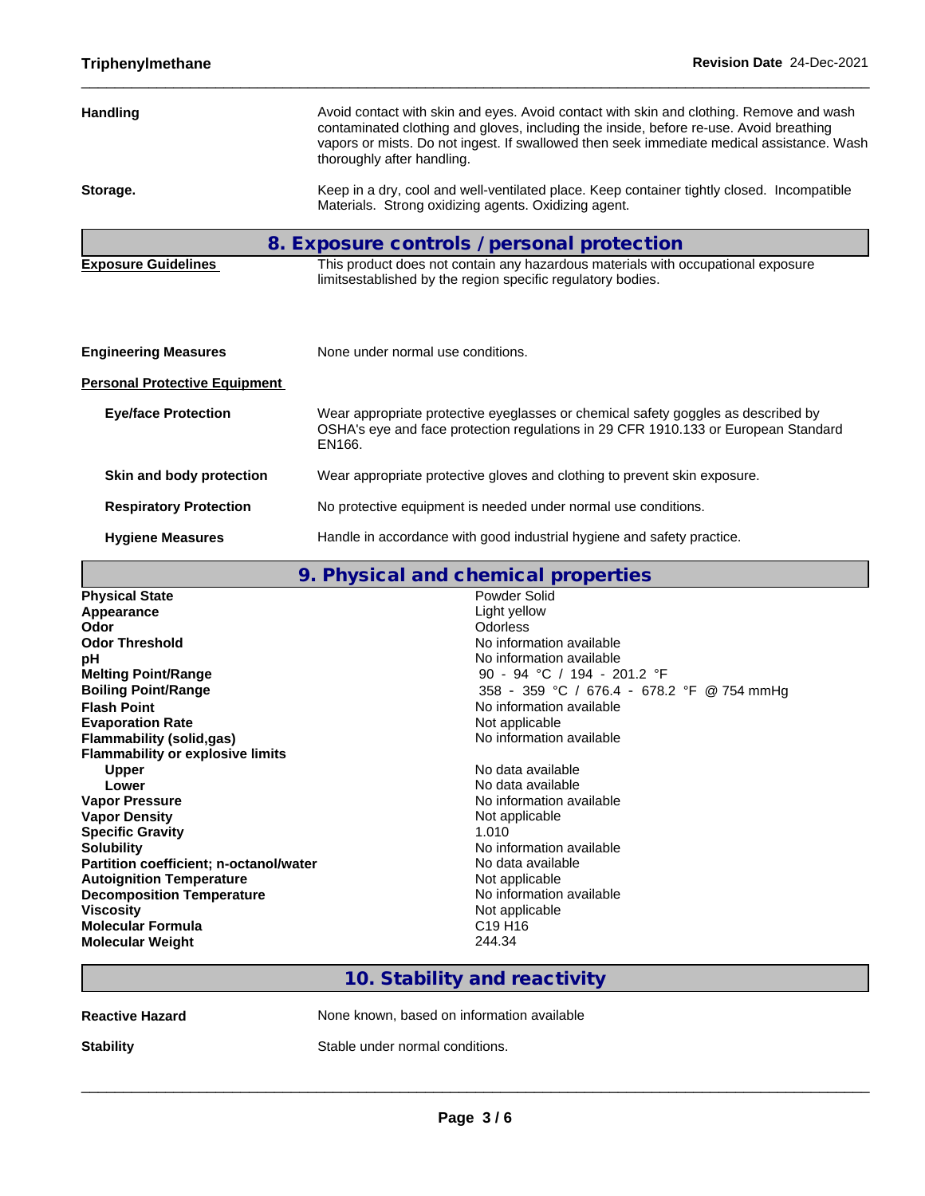| | |
|---|---|
| **Handling** | Avoid contact with skin and eyes. Avoid contact with skin and clothing. Remove and wash contaminated clothing and gloves, including the inside, before re-use. Avoid breathing vapors or mists. Do not ingest. If swallowed then seek immediate medical assistance. Wash thoroughly after handling. |
| **Storage.** | Keep in a dry, cool and well-ventilated place. Keep container tightly closed. Incompatible Materials. Strong oxidizing agents. Oxidizing agent. |

## 8. Exposure controls / personal protection

| | |
|---|---|
| **Exposure Guidelines** | This product does not contain any hazardous materials with occupational exposure limitsestablished by the region specific regulatory bodies. |
| **Engineering Measures** | None under normal use conditions. |

**Personal Protective Equipment**

| | |
|---|---|
| **Eye/face Protection** | Wear appropriate protective eyeglasses or chemical safety goggles as described by OSHA's eye and face protection regulations in 29 CFR 1910.133 or European Standard EN166. |
| **Skin and body protection** | Wear appropriate protective gloves and clothing to prevent skin exposure. |
| **Respiratory Protection** | No protective equipment is needed under normal use conditions. |
| **Hygiene Measures** | Handle in accordance with good industrial hygiene and safety practice. |

## 9. Physical and chemical properties

| | |
|---|---|
| **Physical State** | Powder Solid |
| **Appearance** | Light yellow |
| **Odor** | Odorless |
| **Odor Threshold** | No information available |
| **pH** | No information available |
| **Melting Point/Range** | 90 - 94 °C / 194 - 201.2 °F |
| **Boiling Point/Range** | 358 - 359 °C / 676.4 - 678.2 °F @ 754 mmHg |
| **Flash Point** | No information available |
| **Evaporation Rate** | Not applicable |
| **Flammability (solid,gas)** | No information available |
| **Flammability or explosive limits** | |
| **Upper** | No data available |
| **Lower** | No data available |
| **Vapor Pressure** | No information available |
| **Vapor Density** | Not applicable |
| **Specific Gravity** | 1.010 |
| **Solubility** | No information available |
| **Partition coefficient; n-octanol/water** | No data available |
| **Autoignition Temperature** | Not applicable |
| **Decomposition Temperature** | No information available |
| **Viscosity** | Not applicable |
| **Molecular Formula** | $C_{19}H_{16}$ |
| **Molecular Weight** | 244.34 |

## 10. Stability and reactivity

| | |
|---|---|
| **Reactive Hazard** | None known, based on information available |
| **Stability** | Stable under normal conditions. |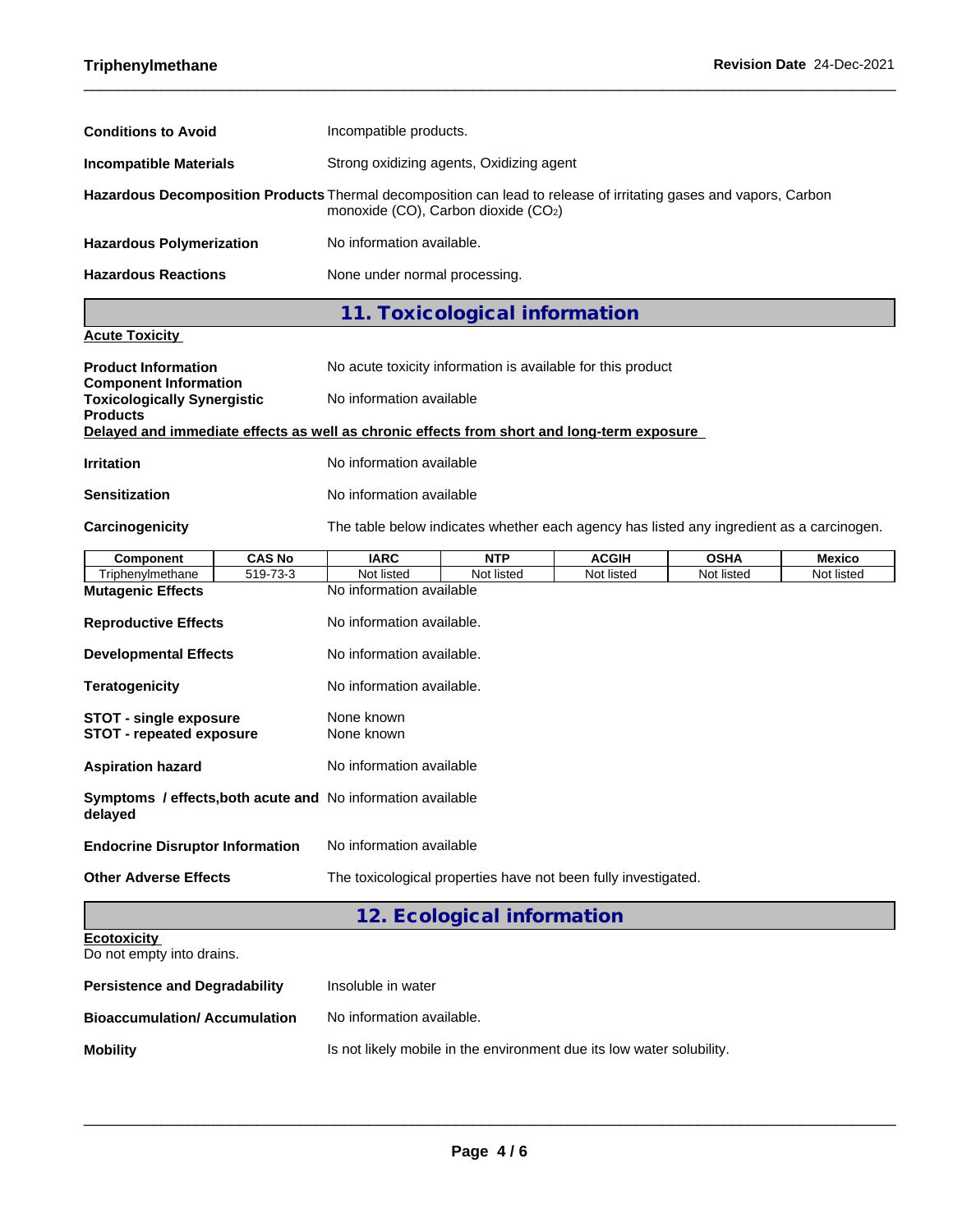**Conditions to Avoid** Incompatible products.

**Incompatible Materials** Strong oxidizing agents, Oxidizing agent

**Hazardous Decomposition Products** Thermal decomposition can lead to release of irritating gases and vapors, Carbon monoxide (CO), Carbon dioxide ($CO_2$)

**Hazardous Polymerization** No information available.

**Hazardous Reactions** None under normal processing.

## 11. Toxicological information

**Acute Toxicity**

**Product Information** No acute toxicity information is available for this product

**Component Information**

**Toxicologically Synergistic Products** No information available

**Delayed and immediate effects as well as chronic effects from short and long-term exposure**

**Irritation** No information available

**Sensitization** No information available

**Carcinogenicity** The table below indicates whether each agency has listed any ingredient as a carcinogen.

| Component | CAS No | IARC | NTP | ACGIH | OSHA | Mexico |
|---|---|---|---|---|---|---|
| Triphenylmethane | 519-73-3 | Not listed | Not listed | Not listed | Not listed | Not listed |

**Mutagenic Effects** No information available

**Reproductive Effects** No information available.

**Developmental Effects** No information available.

**Teratogenicity** No information available.

**STOT - single exposure** None known

**STOT - repeated exposure** None known

**Aspiration hazard** No information available

**Symptoms / effects,both acute and delayed** No information available

**Endocrine Disruptor Information** No information available

**Other Adverse Effects** The toxicological properties have not been fully investigated.

## 12. Ecological information

**Ecotoxicity**

Do not empty into drains.

**Persistence and Degradability** Insoluble in water

**Bioaccumulation/ Accumulation** No information available.

**Mobility** Is not likely mobile in the environment due its low water solubility.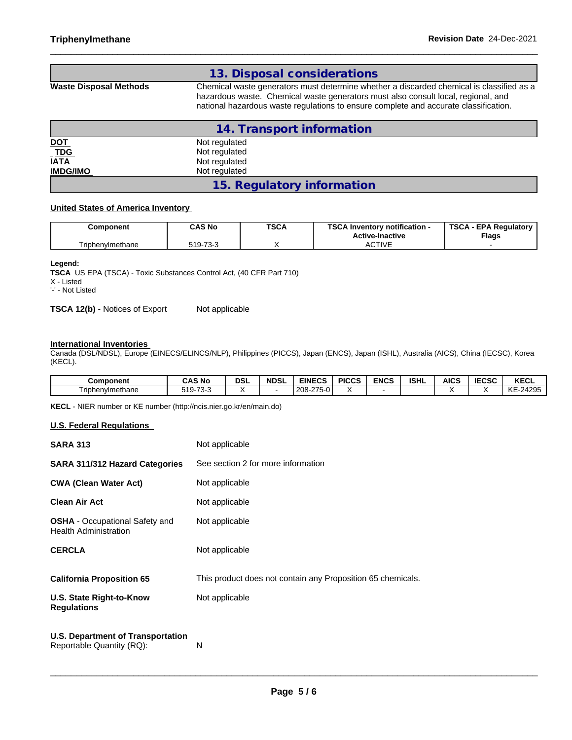## 13. Disposal considerations

**Waste Disposal Methods** Chemical waste generators must determine whether a discarded chemical is classified as a hazardous waste. Chemical waste generators must also consult local, regional, and national hazardous waste regulations to ensure complete and accurate classification.

## 14. Transport information

| | |
|---|---|
| **DOT** | Not regulated |
| **TDG** | Not regulated |
| **IATA** | Not regulated |
| **IMDG/IMO** | Not regulated |

## 15. Regulatory information

**United States of America Inventory**

| Component | CAS No | TSCA | TSCA Inventory notification - Active-Inactive | TSCA - EPA Regulatory Flags |
|---|---|---|---|---|
| Triphenylmethane | 519-73-3 | X | ACTIVE | - |

**Legend:**
**TSCA** US EPA (TSCA) - Toxic Substances Control Act, (40 CFR Part 710)
X - Listed
'-' - Not Listed

**TSCA 12(b)** - Notices of Export Not applicable

**International Inventories**
Canada (DSL/NDSL), Europe (EINECS/ELINCS/NLP), Philippines (PICCS), Japan (ENCS), Japan (ISHL), Australia (AICS), China (IECSC), Korea (KECL).

| Component | CAS No | DSL | NDSL | EINECS | PICCS | ENCS | ISHL | AICS | IECSC | KECL |
|---|---|---|---|---|---|---|---|---|---|---|
| Triphenylmethane | 519-73-3 | X | - | 208-275-0 | X | - | | X | X | KE-24295 |

**KECL** - NIER number or KE number (http://ncis.nier.go.kr/en/main.do)

**U.S. Federal Regulations**

| | |
|---|---|
| **SARA 313** | Not applicable |
| **SARA 311/312 Hazard Categories** | See section 2 for more information |
| **CWA (Clean Water Act)** | Not applicable |
| **Clean Air Act** | Not applicable |
| **OSHA** - Occupational Safety and Health Administration | Not applicable |
| **CERCLA** | Not applicable |
| **California Proposition 65** | This product does not contain any Proposition 65 chemicals. |
| **U.S. State Right-to-Know Regulations** | Not applicable |

**U.S. Department of Transportation**
Reportable Quantity (RQ): N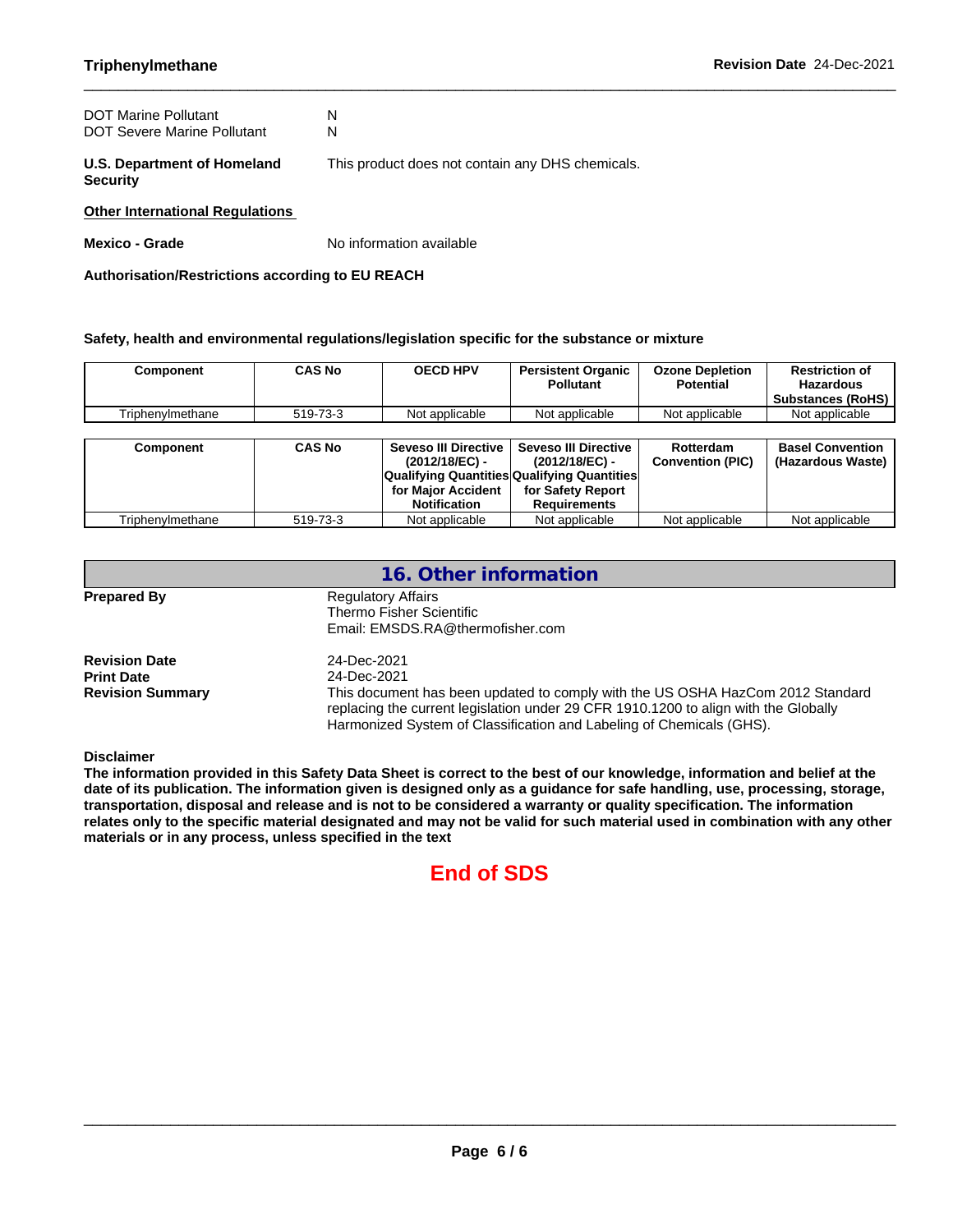| | |
|---|---|
| DOT Marine Pollutant | N |
| DOT Severe Marine Pollutant | N |

**U.S. Department of Homeland Security** This product does not contain any DHS chemicals.

**Other International Regulations**

**Mexico - Grade** No information available

**Authorisation/Restrictions according to EU REACH**

**Safety, health and environmental regulations/legislation specific for the substance or mixture**

| Component | CAS No | OECD HPV | Persistent Organic Pollutant | Ozone Depletion Potential | Restriction of Hazardous Substances (RoHS) |
|---|---|---|---|---|---|
| Triphenylmethane | 519-73-3 | Not applicable | Not applicable | Not applicable | Not applicable |

| Component | CAS No | Seveso III Directive (2012/18/EC) - Qualifying Quantities for Major Accident Notification | Seveso III Directive (2012/18/EC) - Qualifying Quantities for Safety Report Requirements | Rotterdam Convention (PIC) | Basel Convention (Hazardous Waste) |
|---|---|---|---|---|---|
| Triphenylmethane | 519-73-3 | Not applicable | Not applicable | Not applicable | Not applicable |

## 16. Other information

**Prepared By** Regulatory Affairs
Thermo Fisher Scientific
Email: EMSDS.RA@thermofisher.com

**Revision Date** 24-Dec-2021
**Print Date** 24-Dec-2021
**Revision Summary** This document has been updated to comply with the US OSHA HazCom 2012 Standard replacing the current legislation under 29 CFR 1910.1200 to align with the Globally Harmonized System of Classification and Labeling of Chemicals (GHS).

**Disclaimer**
**The information provided in this Safety Data Sheet is correct to the best of our knowledge, information and belief at the date of its publication. The information given is designed only as a guidance for safe handling, use, processing, storage, transportation, disposal and release and is not to be considered a warranty or quality specification. The information relates only to the specific material designated and may not be valid for such material used in combination with any other materials or in any process, unless specified in the text**

**End of SDS**